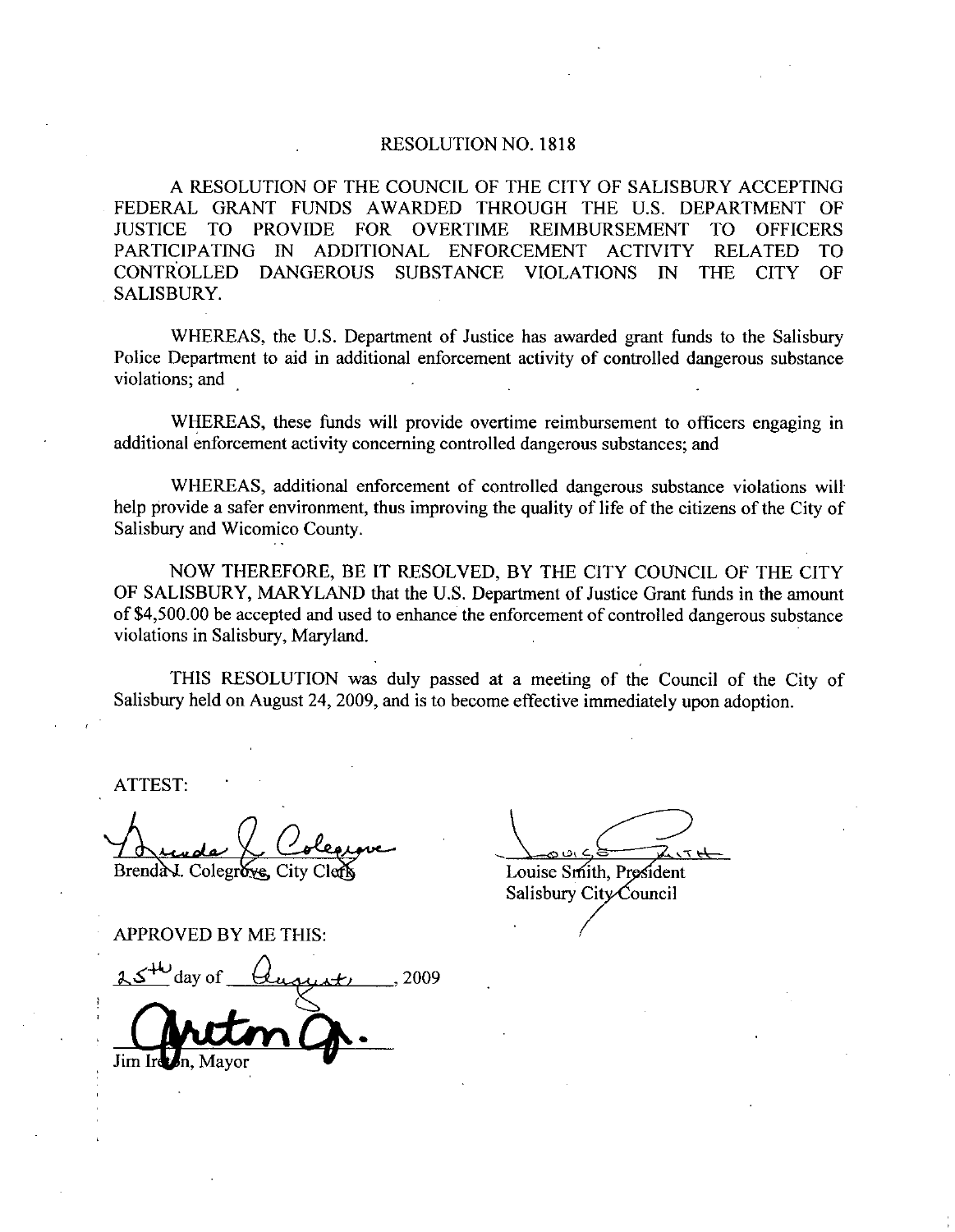# RESOLUTION NO. 1818

A RESOLUTION OF THE COUNCIL OF THE CITY OF SALISBURY ACCEPTING FEDERAL GRANT FUNDS AWARDED THROUGH THE U.S. DEPARTMENT OF JUSTICE TO PROVIDE FOR OVERTIME REIMBURSEMENT TO OFFICERS PARTICIPATING IN ADDITIONAL ENFORCEMENT ACTIVITY RELATED TO CONTROLLED DANGEROUS SUBSTANCE VIOLATIONS IN THE CITY OF SALISBURY.

WHEREAS, the U.S. Department of Justice has awarded grant funds to the Salisbury Police Department to aid in additional enforcement activity of controlled dangerous substance violations; and

WHEREAS, these funds will provide overtime reimbursement to officers engaging in additional enforcement activity concerning controlled dangerous substances; and

WHEREAS, additional enforcement of controlled dangerous substance violations will help provide a safer environment, thus improving the quality of life of the citizens of the City of Salisbury and Wicomico County.

NOW THEREFORE, BE IT RESOLVED, BY THE CITY COUNCIL OF THE CITY OF SALISBURY, MARYLAND that the U.S. Department of Justice Grant funds in the amount of $4,500.00 be accepted and used to enhance the enforcement of controlled dangerous substance violations in Salisbury, Maryland.

THIS RESOLUTION was duly passed at a meeting of the Council of the City of Salisbury held on August 24, 2009, and is to become effective immediately upon adoption.

ATTEST:

Brenda J. Colegrove, City Clerk

Louise Smith, President
Salisbury City Council

APPROVED BY ME THIS:

25th day of August, 2009

Jim Ireton, Mayor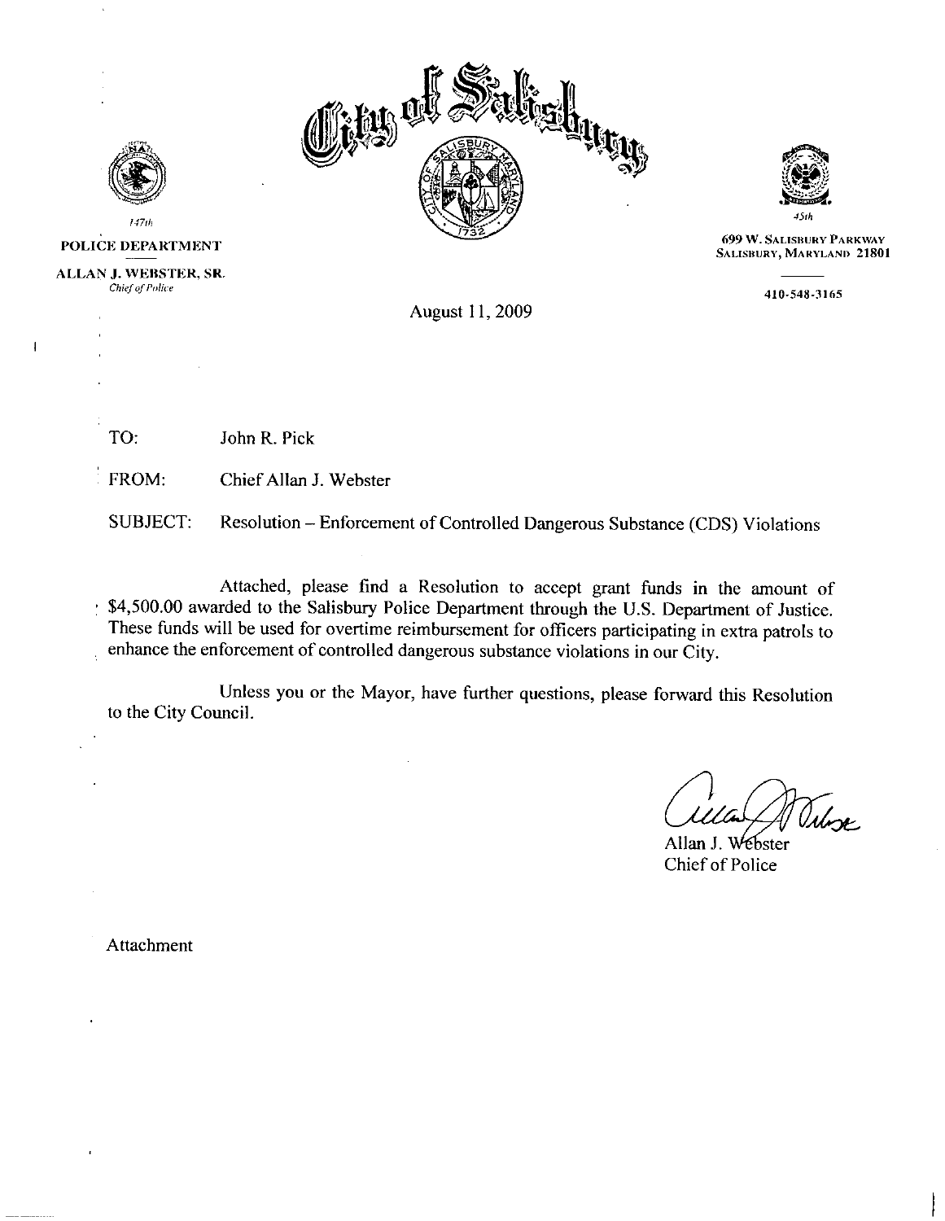City of Salisbury

147th

**POLICE DEPARTMENT**

**ALLAN J. WEBSTER, SR.**
*Chief of Police*

45th

699 W. SALISBURY PARKWAY
SALISBURY, MARYLAND 21801

410-548-3165

August 11, 2009

TO: John R. Pick

FROM: Chief Allan J. Webster

SUBJECT: Resolution – Enforcement of Controlled Dangerous Substance (CDS) Violations

Attached, please find a Resolution to accept grant funds in the amount of $4,500.00 awarded to the Salisbury Police Department through the U.S. Department of Justice. These funds will be used for overtime reimbursement for officers participating in extra patrols to enhance the enforcement of controlled dangerous substance violations in our City.

Unless you or the Mayor, have further questions, please forward this Resolution to the City Council.

Allan J. Webster
Chief of Police

Attachment